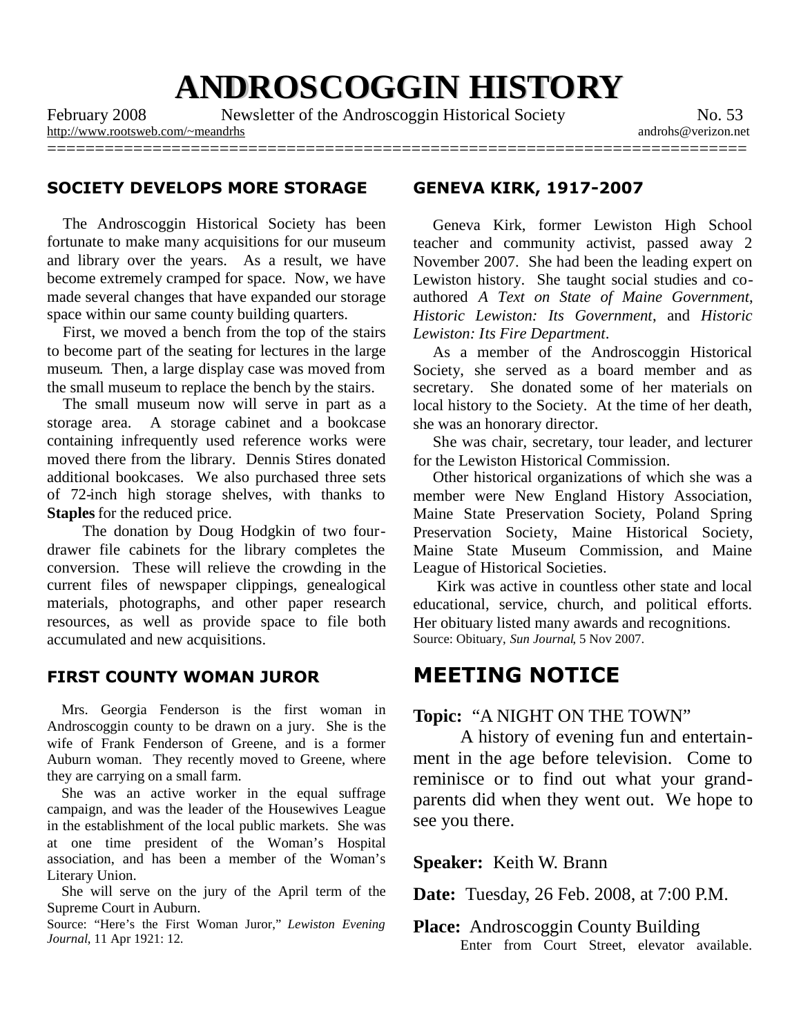# ANDROSCOGGIN HISTORY

February 2008 Newsletter of the Androscoggin Historical Society No. 53

http://www.rootsweb.com/~meandrhs androhs@verizon.net

## SOCIETY DEVELOPS MORE STORAGE

The Androscoggin Historical Society has been fortunate to make many acquisitions for our museum and library over the years. As a result, we have become extremely cramped for space. Now, we have made several changes that have expanded our storage space within our same county building quarters.

First, we moved a bench from the top of the stairs to become part of the seating for lectures in the large museum. Then, a large display case was moved from the small museum to replace the bench by the stairs.

The small museum now will serve in part as a storage area. A storage cabinet and a bookcase containing infrequently used reference works were moved there from the library. Dennis Stires donated additional bookcases. We also purchased three sets of 72-inch high storage shelves, with thanks to **Staples** for the reduced price.

The donation by Doug Hodgkin of two four-drawer file cabinets for the library completes the conversion. These will relieve the crowding in the current files of newspaper clippings, genealogical materials, photographs, and other paper research resources, as well as provide space to file both accumulated and new acquisitions.

## FIRST COUNTY WOMAN JUROR

Mrs. Georgia Fenderson is the first woman in Androscoggin county to be drawn on a jury. She is the wife of Frank Fenderson of Greene, and is a former Auburn woman. They recently moved to Greene, where they are carrying on a small farm.

She was an active worker in the equal suffrage campaign, and was the leader of the Housewives League in the establishment of the local public markets. She was at one time president of the Woman's Hospital association, and has been a member of the Woman's Literary Union.

She will serve on the jury of the April term of the Supreme Court in Auburn.

Source: "Here's the First Woman Juror," *Lewiston Evening Journal*, 11 Apr 1921: 12.

## GENEVA KIRK, 1917-2007

Geneva Kirk, former Lewiston High School teacher and community activist, passed away 2 November 2007. She had been the leading expert on Lewiston history. She taught social studies and co-authored *A Text on State of Maine Government*, *Historic Lewiston: Its Government*, and *Historic Lewiston: Its Fire Department*.

As a member of the Androscoggin Historical Society, she served as a board member and as secretary. She donated some of her materials on local history to the Society. At the time of her death, she was an honorary director.

She was chair, secretary, tour leader, and lecturer for the Lewiston Historical Commission.

Other historical organizations of which she was a member were New England History Association, Maine State Preservation Society, Poland Spring Preservation Society, Maine Historical Society, Maine State Museum Commission, and Maine League of Historical Societies.

Kirk was active in countless other state and local educational, service, church, and political efforts. Her obituary listed many awards and recognitions.

Source: Obituary, *Sun Journal*, 5 Nov 2007.

# MEETING NOTICE

**Topic:** "A NIGHT ON THE TOWN"

A history of evening fun and entertainment in the age before television. Come to reminisce or to find out what your grandparents did when they went out. We hope to see you there.

**Speaker:** Keith W. Brann

**Date:** Tuesday, 26 Feb. 2008, at 7:00 P.M.

**Place:** Androscoggin County Building
Enter from Court Street, elevator available.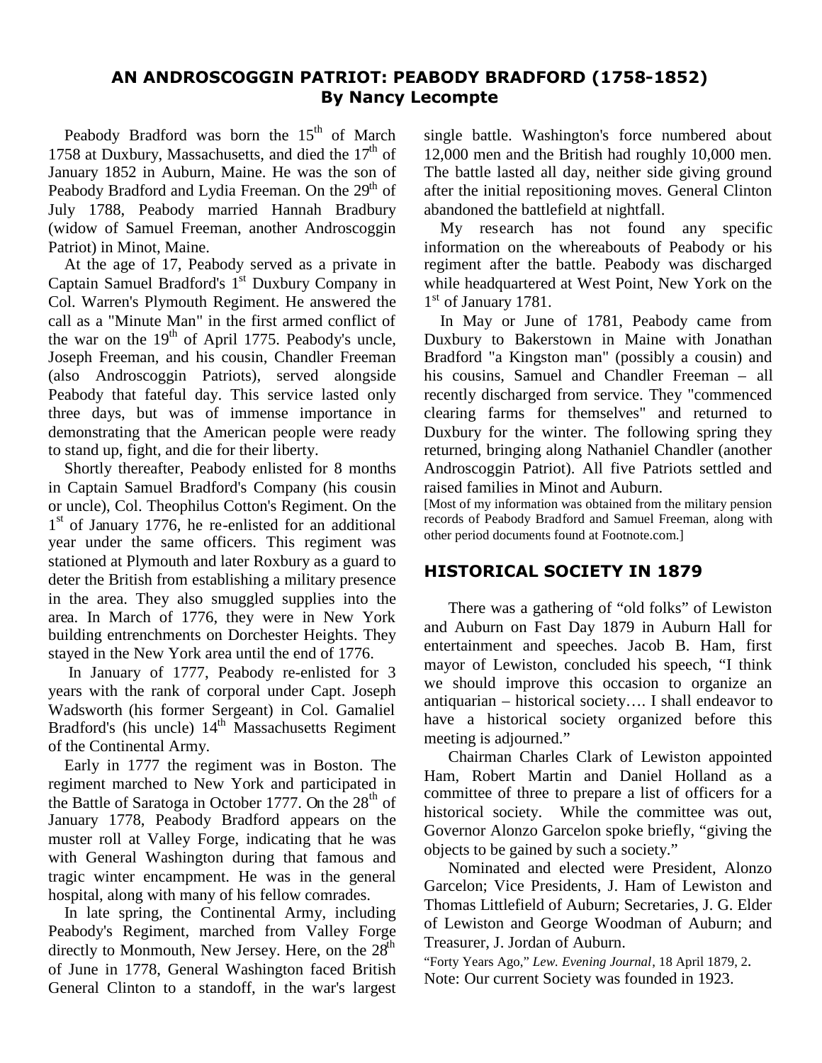## AN ANDROSCOGGIN PATRIOT: PEABODY BRADFORD (1758-1852)
**By Nancy Lecompte**

Peabody Bradford was born the 15th of March 1758 at Duxbury, Massachusetts, and died the 17th of January 1852 in Auburn, Maine. He was the son of Peabody Bradford and Lydia Freeman. On the 29th of July 1788, Peabody married Hannah Bradbury (widow of Samuel Freeman, another Androscoggin Patriot) in Minot, Maine.

At the age of 17, Peabody served as a private in Captain Samuel Bradford's 1st Duxbury Company in Col. Warren's Plymouth Regiment. He answered the call as a "Minute Man" in the first armed conflict of the war on the 19th of April 1775. Peabody's uncle, Joseph Freeman, and his cousin, Chandler Freeman (also Androscoggin Patriots), served alongside Peabody that fateful day. This service lasted only three days, but was of immense importance in demonstrating that the American people were ready to stand up, fight, and die for their liberty.

Shortly thereafter, Peabody enlisted for 8 months in Captain Samuel Bradford's Company (his cousin or uncle), Col. Theophilus Cotton's Regiment. On the 1st of January 1776, he re-enlisted for an additional year under the same officers. This regiment was stationed at Plymouth and later Roxbury as a guard to deter the British from establishing a military presence in the area. They also smuggled supplies into the area. In March of 1776, they were in New York building entrenchments on Dorchester Heights. They stayed in the New York area until the end of 1776.

In January of 1777, Peabody re-enlisted for 3 years with the rank of corporal under Capt. Joseph Wadsworth (his former Sergeant) in Col. Gamaliel Bradford's (his uncle) 14th Massachusetts Regiment of the Continental Army.

Early in 1777 the regiment was in Boston. The regiment marched to New York and participated in the Battle of Saratoga in October 1777. On the 28th of January 1778, Peabody Bradford appears on the muster roll at Valley Forge, indicating that he was with General Washington during that famous and tragic winter encampment. He was in the general hospital, along with many of his fellow comrades.

In late spring, the Continental Army, including Peabody's Regiment, marched from Valley Forge directly to Monmouth, New Jersey. Here, on the 28th of June in 1778, General Washington faced British General Clinton to a standoff, in the war's largest single battle. Washington's force numbered about 12,000 men and the British had roughly 10,000 men. The battle lasted all day, neither side giving ground after the initial repositioning moves. General Clinton abandoned the battlefield at nightfall.

My research has not found any specific information on the whereabouts of Peabody or his regiment after the battle. Peabody was discharged while headquartered at West Point, New York on the 1st of January 1781.

In May or June of 1781, Peabody came from Duxbury to Bakerstown in Maine with Jonathan Bradford "a Kingston man" (possibly a cousin) and his cousins, Samuel and Chandler Freeman – all recently discharged from service. They "commenced clearing farms for themselves" and returned to Duxbury for the winter. The following spring they returned, bringing along Nathaniel Chandler (another Androscoggin Patriot). All five Patriots settled and raised families in Minot and Auburn.

[Most of my information was obtained from the military pension records of Peabody Bradford and Samuel Freeman, along with other period documents found at Footnote.com.]

## HISTORICAL SOCIETY IN 1879

There was a gathering of "old folks" of Lewiston and Auburn on Fast Day 1879 in Auburn Hall for entertainment and speeches. Jacob B. Ham, first mayor of Lewiston, concluded his speech, "I think we should improve this occasion to organize an antiquarian – historical society…. I shall endeavor to have a historical society organized before this meeting is adjourned."

Chairman Charles Clark of Lewiston appointed Ham, Robert Martin and Daniel Holland as a committee of three to prepare a list of officers for a historical society. While the committee was out, Governor Alonzo Garcelon spoke briefly, "giving the objects to be gained by such a society."

Nominated and elected were President, Alonzo Garcelon; Vice Presidents, J. Ham of Lewiston and Thomas Littlefield of Auburn; Secretaries, J. G. Elder of Lewiston and George Woodman of Auburn; and Treasurer, J. Jordan of Auburn.

"Forty Years Ago," *Lew. Evening Journal*, 18 April 1879, 2.

Note: Our current Society was founded in 1923.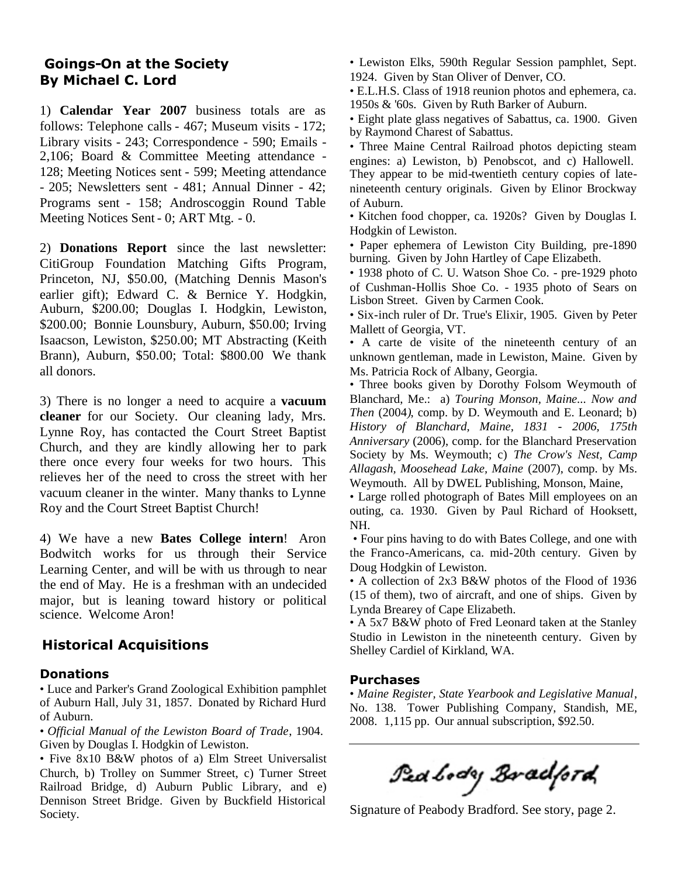## Goings-On at the Society
## By Michael C. Lord

1) **Calendar Year 2007** business totals are as follows: Telephone calls - 467; Museum visits - 172; Library visits - 243; Correspondence - 590; Emails - 2,106; Board & Committee Meeting attendance - 128; Meeting Notices sent - 599; Meeting attendance - 205; Newsletters sent - 481; Annual Dinner - 42; Programs sent - 158; Androscoggin Round Table Meeting Notices Sent - 0; ART Mtg. - 0.

2) **Donations Report** since the last newsletter: CitiGroup Foundation Matching Gifts Program, Princeton, NJ, $50.00, (Matching Dennis Mason's earlier gift); Edward C. & Bernice Y. Hodgkin, Auburn, $200.00; Douglas I. Hodgkin, Lewiston, $200.00; Bonnie Lounsbury, Auburn, $50.00; Irving Isaacson, Lewiston, $250.00; MT Abstracting (Keith Brann), Auburn, $50.00; Total: $800.00 We thank all donors.

3) There is no longer a need to acquire a **vacuum cleaner** for our Society. Our cleaning lady, Mrs. Lynne Roy, has contacted the Court Street Baptist Church, and they are kindly allowing her to park there once every four weeks for two hours. This relieves her of the need to cross the street with her vacuum cleaner in the winter. Many thanks to Lynne Roy and the Court Street Baptist Church!

4) We have a new **Bates College intern**! Aron Bodwitch works for us through their Service Learning Center, and will be with us through to near the end of May. He is a freshman with an undecided major, but is leaning toward history or political science. Welcome Aron!

## Historical Acquisitions

### Donations

- Luce and Parker's Grand Zoological Exhibition pamphlet of Auburn Hall, July 31, 1857. Donated by Richard Hurd of Auburn.
- *Official Manual of the Lewiston Board of Trade*, 1904. Given by Douglas I. Hodgkin of Lewiston.
- Five 8x10 B&W photos of a) Elm Street Universalist Church, b) Trolley on Summer Street, c) Turner Street Railroad Bridge, d) Auburn Public Library, and e) Dennison Street Bridge. Given by Buckfield Historical Society.
- Lewiston Elks, 590th Regular Session pamphlet, Sept. 1924. Given by Stan Oliver of Denver, CO.
- E.L.H.S. Class of 1918 reunion photos and ephemera, ca. 1950s & '60s. Given by Ruth Barker of Auburn.
- Eight plate glass negatives of Sabattus, ca. 1900. Given by Raymond Charest of Sabattus.
- Three Maine Central Railroad photos depicting steam engines: a) Lewiston, b) Penobscot, and c) Hallowell. They appear to be mid-twentieth century copies of late-nineteenth century originals. Given by Elinor Brockway of Auburn.
- Kitchen food chopper, ca. 1920s? Given by Douglas I. Hodgkin of Lewiston.
- Paper ephemera of Lewiston City Building, pre-1890 burning. Given by John Hartley of Cape Elizabeth.
- 1938 photo of C. U. Watson Shoe Co. - pre-1929 photo of Cushman-Hollis Shoe Co. - 1935 photo of Sears on Lisbon Street. Given by Carmen Cook.
- Six-inch ruler of Dr. True's Elixir, 1905. Given by Peter Mallett of Georgia, VT.
- A carte de visite of the nineteenth century of an unknown gentleman, made in Lewiston, Maine. Given by Ms. Patricia Rock of Albany, Georgia.
- Three books given by Dorothy Folsom Weymouth of Blanchard, Me.: a) *Touring Monson, Maine... Now and Then* (2004), comp. by D. Weymouth and E. Leonard; b) *History of Blanchard, Maine, 1831 - 2006, 175th Anniversary* (2006), comp. for the Blanchard Preservation Society by Ms. Weymouth; c) *The Crow's Nest, Camp Allagash, Moosehead Lake, Maine* (2007), comp. by Ms. Weymouth. All by DWEL Publishing, Monson, Maine,
- Large rolled photograph of Bates Mill employees on an outing, ca. 1930. Given by Paul Richard of Hooksett, NH.
- Four pins having to do with Bates College, and one with the Franco-Americans, ca. mid-20th century. Given by Doug Hodgkin of Lewiston.
- A collection of 2x3 B&W photos of the Flood of 1936 (15 of them), two of aircraft, and one of ships. Given by Lynda Brearey of Cape Elizabeth.
- A 5x7 B&W photo of Fred Leonard taken at the Stanley Studio in Lewiston in the nineteenth century. Given by Shelley Cardiel of Kirkland, WA.

### Purchases

- *Maine Register, State Yearbook and Legislative Manual*, No. 138. Tower Publishing Company, Standish, ME, 2008. 1,115 pp. Our annual subscription, $92.50.

---

Peabody Bradford

Signature of Peabody Bradford. See story, page 2.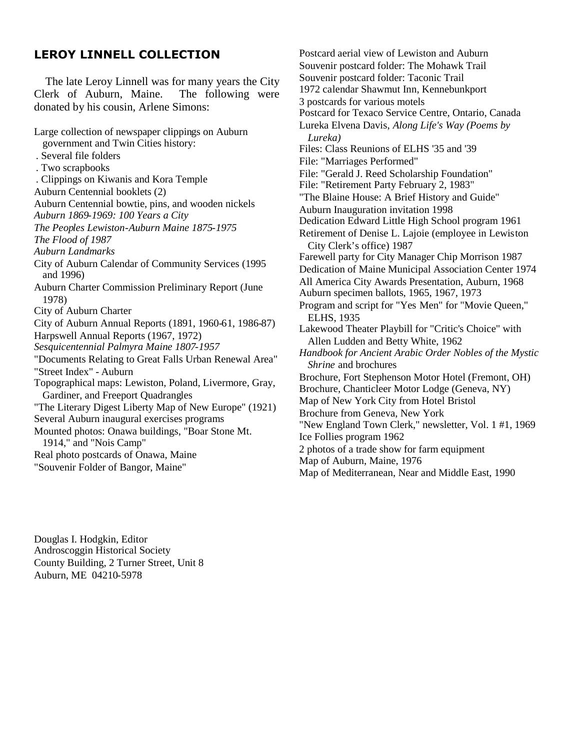## LEROY LINNELL COLLECTION

The late Leroy Linnell was for many years the City Clerk of Auburn, Maine. The following were donated by his cousin, Arlene Simons:

Large collection of newspaper clippings on Auburn government and Twin Cities history:
. Several file folders
. Two scrapbooks
. Clippings on Kiwanis and Kora Temple
Auburn Centennial booklets (2)
Auburn Centennial bowtie, pins, and wooden nickels
*Auburn 1869-1969: 100 Years a City*
*The Peoples Lewiston-Auburn Maine 1875-1975*
*The Flood of 1987*
*Auburn Landmarks*
City of Auburn Calendar of Community Services (1995 and 1996)
Auburn Charter Commission Preliminary Report (June 1978)
City of Auburn Charter
City of Auburn Annual Reports (1891, 1960-61, 1986-87)
Harpswell Annual Reports (1967, 1972)
*Sesquicentennial Palmyra Maine 1807-1957*
"Documents Relating to Great Falls Urban Renewal Area"
"Street Index" - Auburn
Topographical maps: Lewiston, Poland, Livermore, Gray, Gardiner, and Freeport Quadrangles
"The Literary Digest Liberty Map of New Europe" (1921)
Several Auburn inaugural exercises programs
Mounted photos: Onawa buildings, "Boar Stone Mt. 1914," and "Nois Camp"
Real photo postcards of Onawa, Maine
"Souvenir Folder of Bangor, Maine"
Postcard aerial view of Lewiston and Auburn
Souvenir postcard folder: The Mohawk Trail
Souvenir postcard folder: Taconic Trail
1972 calendar Shawmut Inn, Kennebunkport
3 postcards for various motels
Postcard for Texaco Service Centre, Ontario, Canada
Lureka Elvena Davis, *Along Life's Way (Poems by Lureka)*
Files: Class Reunions of ELHS '35 and '39
File: "Marriages Performed"
File: "Gerald J. Reed Scholarship Foundation"
File: "Retirement Party February 2, 1983"
"The Blaine House: A Brief History and Guide"
Auburn Inauguration invitation 1998
Dedication Edward Little High School program 1961
Retirement of Denise L. Lajoie (employee in Lewiston City Clerk's office) 1987
Farewell party for City Manager Chip Morrison 1987
Dedication of Maine Municipal Association Center 1974
All America City Awards Presentation, Auburn, 1968
Auburn specimen ballots, 1965, 1967, 1973
Program and script for "Yes Men" for "Movie Queen," ELHS, 1935
Lakewood Theater Playbill for "Critic's Choice" with Allen Ludden and Betty White, 1962
*Handbook for Ancient Arabic Order Nobles of the Mystic Shrine* and brochures
Brochure, Fort Stephenson Motor Hotel (Fremont, OH)
Brochure, Chanticleer Motor Lodge (Geneva, NY)
Map of New York City from Hotel Bristol
Brochure from Geneva, New York
"New England Town Clerk," newsletter, Vol. 1 #1, 1969
Ice Follies program 1962
2 photos of a trade show for farm equipment
Map of Auburn, Maine, 1976
Map of Mediterranean, Near and Middle East, 1990

Douglas I. Hodgkin, Editor
Androscoggin Historical Society
County Building, 2 Turner Street, Unit 8
Auburn, ME 04210-5978